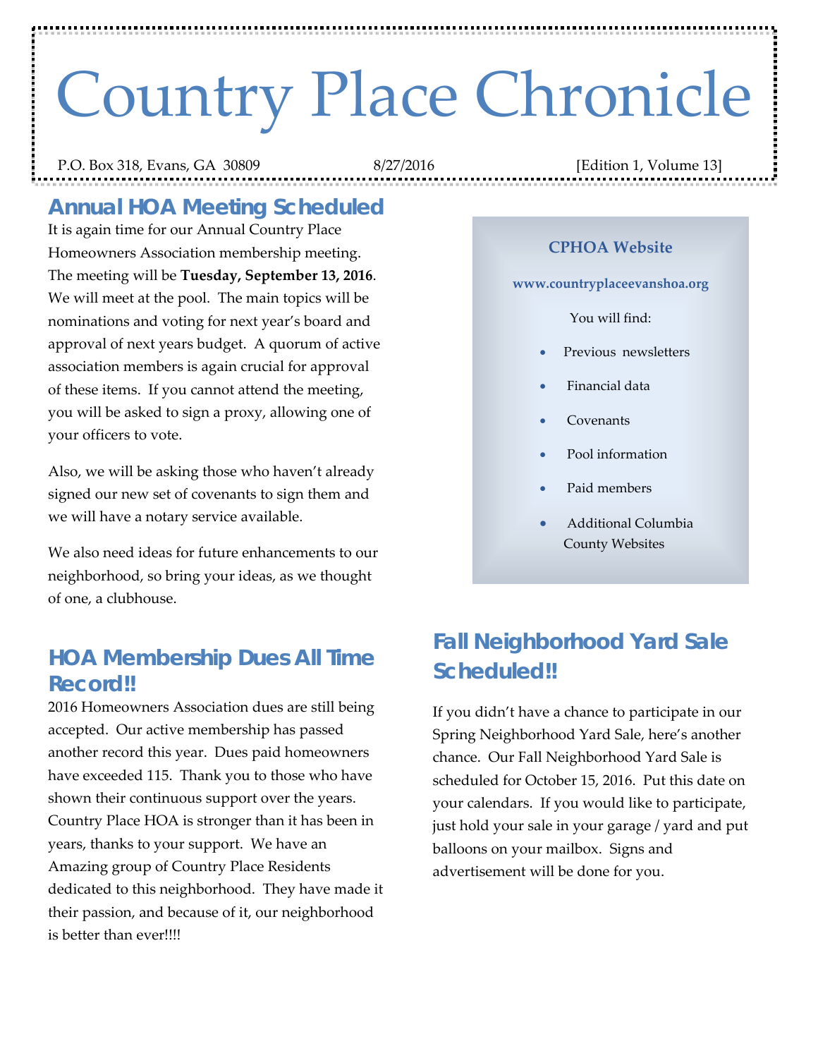# Country Place Chronicle

P.O. Box 318, Evans, GA 30809 8/27/2016 [Edition 1, Volume 13]

## Annual HOA Meeting Scheduled

It is again time for our Annual Country Place Homeowners Association membership meeting. The meeting will be **Tuesday, September 13, 2016**. We will meet at the pool. The main topics will be nominations and voting for next year's board and approval of next years budget. A quorum of active association members is again crucial for approval of these items. If you cannot attend the meeting, you will be asked to sign a proxy, allowing one of your officers to vote.

Also, we will be asking those who haven't already signed our new set of covenants to sign them and we will have a notary service available.

We also need ideas for future enhancements to our neighborhood, so bring your ideas, as we thought of one, a clubhouse.

## HOA Membership Dues All Time Record!!

2016 Homeowners Association dues are still being accepted. Our active membership has passed another record this year. Dues paid homeowners have exceeded 115. Thank you to those who have shown their continuous support over the years. Country Place HOA is stronger than it has been in years, thanks to your support. We have an Amazing group of Country Place Residents dedicated to this neighborhood. They have made it their passion, and because of it, our neighborhood is better than ever!!!!

### CPHOA Website

**www.countryplaceevanshoa.org**

You will find:

- Previous newsletters
- Financial data
- Covenants
- Pool information
- Paid members
- Additional Columbia County Websites

## Fall Neighborhood Yard Sale Scheduled!!

If you didn't have a chance to participate in our Spring Neighborhood Yard Sale, here's another chance. Our Fall Neighborhood Yard Sale is scheduled for October 15, 2016. Put this date on your calendars. If you would like to participate, just hold your sale in your garage / yard and put balloons on your mailbox. Signs and advertisement will be done for you.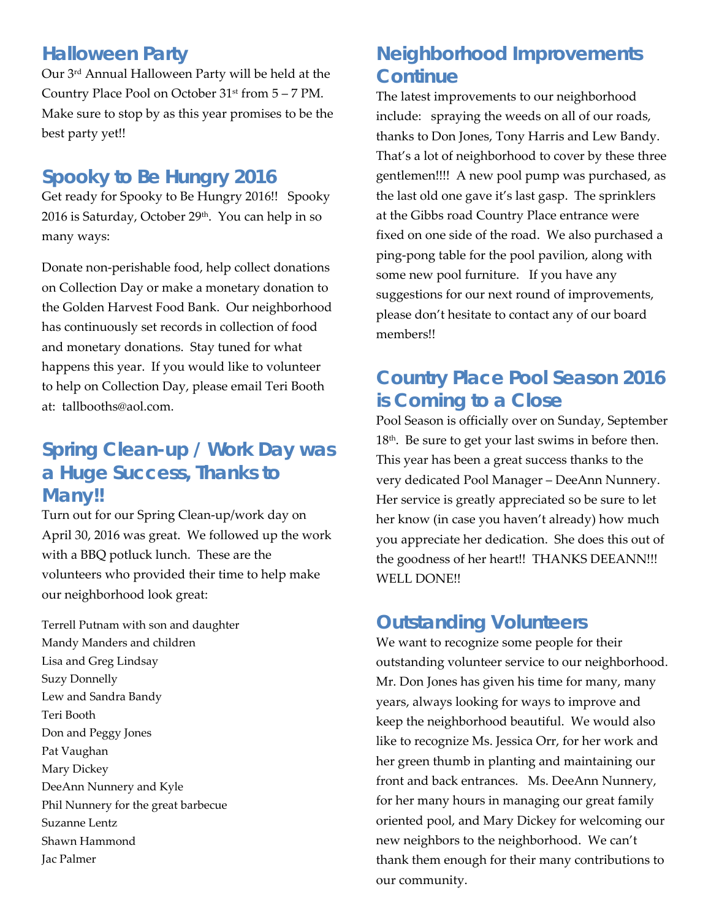## Halloween Party

Our 3rd Annual Halloween Party will be held at the Country Place Pool on October 31st from 5 – 7 PM. Make sure to stop by as this year promises to be the best party yet!!

## Spooky to Be Hungry 2016

Get ready for Spooky to Be Hungry 2016!! Spooky 2016 is Saturday, October 29th. You can help in so many ways:

Donate non-perishable food, help collect donations on Collection Day or make a monetary donation to the Golden Harvest Food Bank. Our neighborhood has continuously set records in collection of food and monetary donations. Stay tuned for what happens this year. If you would like to volunteer to help on Collection Day, please email Teri Booth at: tallbooths@aol.com.

## Spring Clean-up / Work Day was a Huge Success, Thanks to Many!!

Turn out for our Spring Clean-up/work day on April 30, 2016 was great. We followed up the work with a BBQ potluck lunch. These are the volunteers who provided their time to help make our neighborhood look great:

Terrell Putnam with son and daughter
Mandy Manders and children
Lisa and Greg Lindsay
Suzy Donnelly
Lew and Sandra Bandy
Teri Booth
Don and Peggy Jones
Pat Vaughan
Mary Dickey
DeeAnn Nunnery and Kyle
Phil Nunnery for the great barbecue
Suzanne Lentz
Shawn Hammond
Jac Palmer

## Neighborhood Improvements Continue

The latest improvements to our neighborhood include: spraying the weeds on all of our roads, thanks to Don Jones, Tony Harris and Lew Bandy. That's a lot of neighborhood to cover by these three gentlemen!!!! A new pool pump was purchased, as the last old one gave it's last gasp. The sprinklers at the Gibbs road Country Place entrance were fixed on one side of the road. We also purchased a ping-pong table for the pool pavilion, along with some new pool furniture. If you have any suggestions for our next round of improvements, please don't hesitate to contact any of our board members!!

## Country Place Pool Season 2016 is Coming to a Close

Pool Season is officially over on Sunday, September 18th. Be sure to get your last swims in before then. This year has been a great success thanks to the very dedicated Pool Manager – DeeAnn Nunnery. Her service is greatly appreciated so be sure to let her know (in case you haven't already) how much you appreciate her dedication. She does this out of the goodness of her heart!! THANKS DEEANN!!! WELL DONE!!

## Outstanding Volunteers

We want to recognize some people for their outstanding volunteer service to our neighborhood. Mr. Don Jones has given his time for many, many years, always looking for ways to improve and keep the neighborhood beautiful. We would also like to recognize Ms. Jessica Orr, for her work and her green thumb in planting and maintaining our front and back entrances. Ms. DeeAnn Nunnery, for her many hours in managing our great family oriented pool, and Mary Dickey for welcoming our new neighbors to the neighborhood. We can't thank them enough for their many contributions to our community.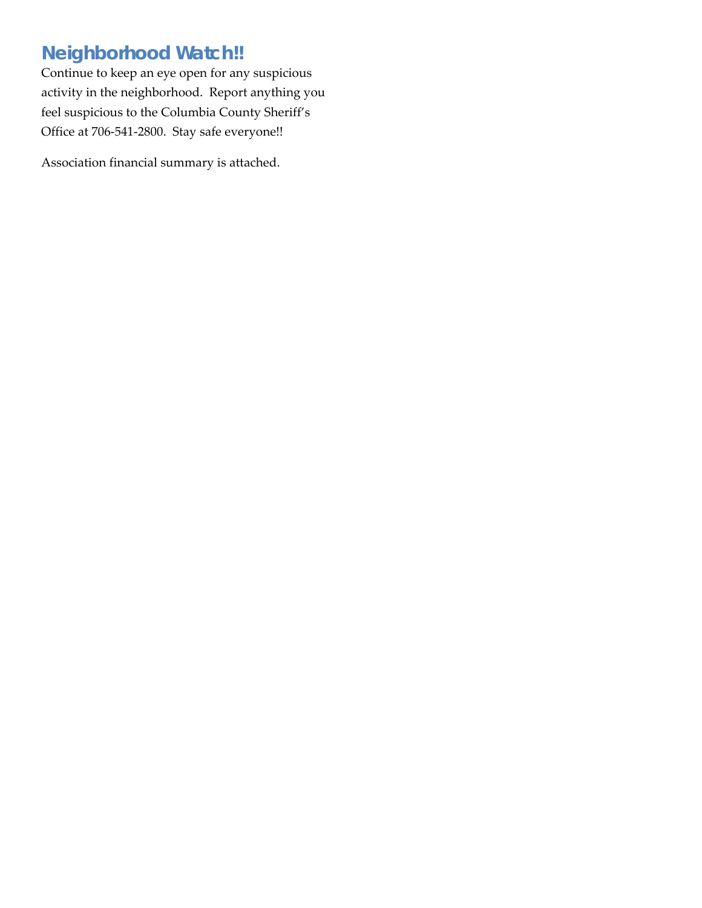## Neighborhood Watch!!

Continue to keep an eye open for any suspicious activity in the neighborhood. Report anything you feel suspicious to the Columbia County Sheriff's Office at 706-541-2800. Stay safe everyone!!

Association financial summary is attached.